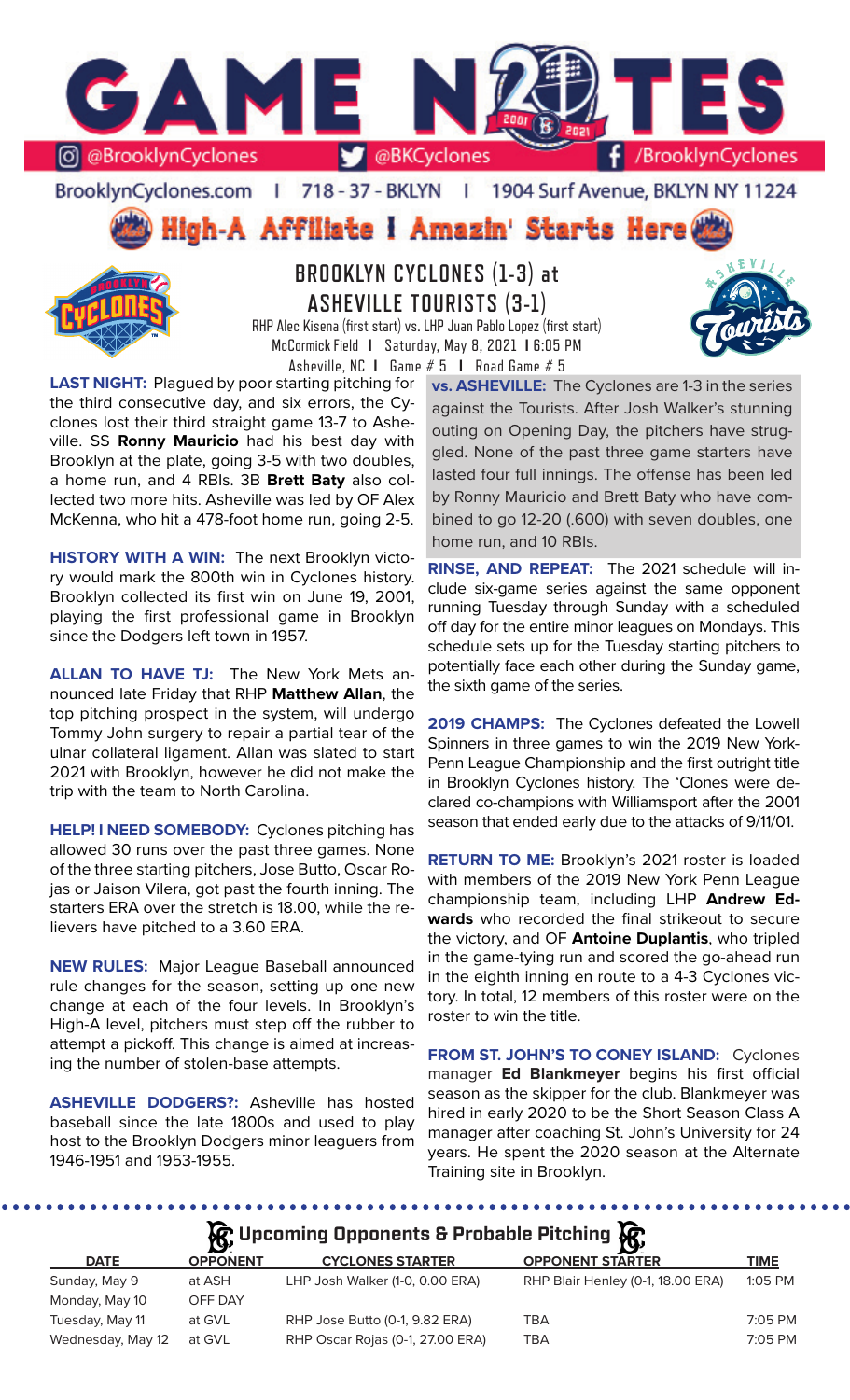# GAME NOTES

@BrooklynCyclones | @BKCyclones | /BrooklynCyclones

BrooklynCyclones.com | 718-37-BKLYN | 1904 Surf Avenue, BKLYN NY 11224

**High-A Affiliate I Amazin' Starts Here**

## BROOKLYN CYCLONES (1-3) at ASHEVILLE TOURISTS (3-1)

RHP Alec Kisena (first start) vs. LHP Juan Pablo Lopez (first start)
McCormick Field I Saturday, May 8, 2021 I 6:05 PM
Asheville, NC I Game # 5 I Road Game # 5

**LAST NIGHT:** Plagued by poor starting pitching for the third consecutive day, and six errors, the Cyclones lost their third straight game 13-7 to Asheville. SS **Ronny Mauricio** had his best day with Brooklyn at the plate, going 3-5 with two doubles, a home run, and 4 RBIs. 3B **Brett Baty** also collected two more hits. Asheville was led by OF Alex McKenna, who hit a 478-foot home run, going 2-5.

**HISTORY WITH A WIN:** The next Brooklyn victory would mark the 800th win in Cyclones history. Brooklyn collected its first win on June 19, 2001, playing the first professional game in Brooklyn since the Dodgers left town in 1957.

**ALLAN TO HAVE TJ:** The New York Mets announced late Friday that RHP **Matthew Allan**, the top pitching prospect in the system, will undergo Tommy John surgery to repair a partial tear of the ulnar collateral ligament. Allan was slated to start 2021 with Brooklyn, however he did not make the trip with the team to North Carolina.

**HELP! I NEED SOMEBODY:** Cyclones pitching has allowed 30 runs over the past three games. None of the three starting pitchers, Jose Butto, Oscar Rojas or Jaison Vilera, got past the fourth inning. The starters ERA over the stretch is 18.00, while the relievers have pitched to a 3.60 ERA.

**NEW RULES:** Major League Baseball announced rule changes for the season, setting up one new change at each of the four levels. In Brooklyn's High-A level, pitchers must step off the rubber to attempt a pickoff. This change is aimed at increasing the number of stolen-base attempts.

**ASHEVILLE DODGERS?:** Asheville has hosted baseball since the late 1800s and used to play host to the Brooklyn Dodgers minor leaguers from 1946-1951 and 1953-1955.

**vs. ASHEVILLE:** The Cyclones are 1-3 in the series against the Tourists. After Josh Walker's stunning outing on Opening Day, the pitchers have struggled. None of the past three game starters have lasted four full innings. The offense has been led by Ronny Mauricio and Brett Baty who have combined to go 12-20 (.600) with seven doubles, one home run, and 10 RBIs.

**RINSE, AND REPEAT:** The 2021 schedule will include six-game series against the same opponent running Tuesday through Sunday with a scheduled off day for the entire minor leagues on Mondays. This schedule sets up for the Tuesday starting pitchers to potentially face each other during the Sunday game, the sixth game of the series.

**2019 CHAMPS:** The Cyclones defeated the Lowell Spinners in three games to win the 2019 New York-Penn League Championship and the first outright title in Brooklyn Cyclones history. The 'Clones were declared co-champions with Williamsport after the 2001 season that ended early due to the attacks of 9/11/01.

**RETURN TO ME:** Brooklyn's 2021 roster is loaded with members of the 2019 New York Penn League championship team, including LHP **Andrew Edwards** who recorded the final strikeout to secure the victory, and OF **Antoine Duplantis**, who tripled in the game-tying run and scored the go-ahead run in the eighth inning en route to a 4-3 Cyclones victory. In total, 12 members of this roster were on the roster to win the title.

**FROM ST. JOHN'S TO CONEY ISLAND:** Cyclones manager **Ed Blankmeyer** begins his first official season as the skipper for the club. Blankmeyer was hired in early 2020 to be the Short Season Class A manager after coaching St. John's University for 24 years. He spent the 2020 season at the Alternate Training site in Brooklyn.

### Upcoming Opponents & Probable Pitching

| DATE | OPPONENT | CYCLONES STARTER | OPPONENT STARTER | TIME |
|---|---|---|---|---|
| Sunday, May 9 | at ASH | LHP Josh Walker (1-0, 0.00 ERA) | RHP Blair Henley (0-1, 18.00 ERA) | 1:05 PM |
| Monday, May 10 | OFF DAY | | | |
| Tuesday, May 11 | at GVL | RHP Jose Butto (0-1, 9.82 ERA) | TBA | 7:05 PM |
| Wednesday, May 12 | at GVL | RHP Oscar Rojas (0-1, 27.00 ERA) | TBA | 7:05 PM |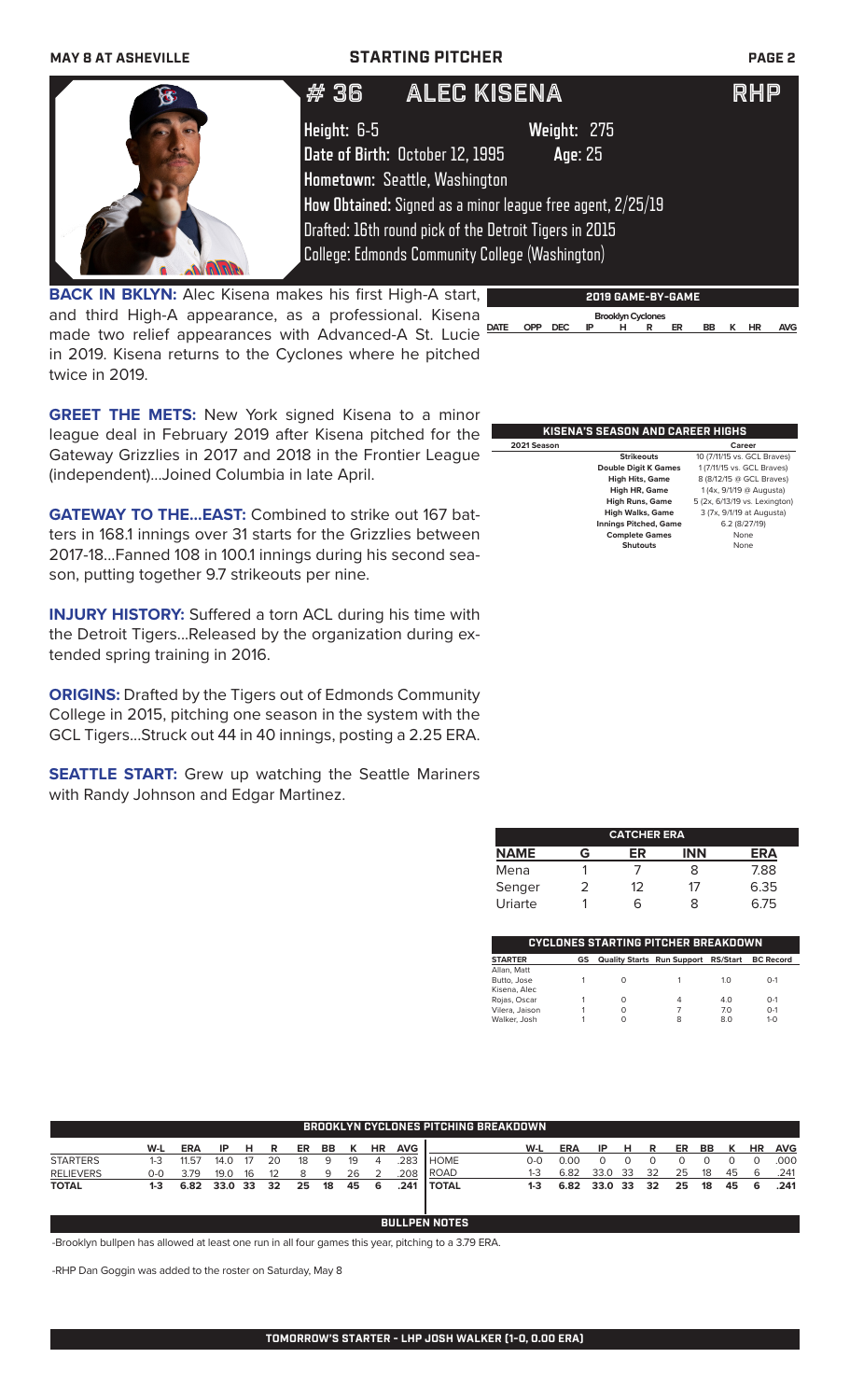## STARTING PITCHER

# #36 ALEC KISENA — RHP

**Height:** 6-5 **Weight:** 275
**Date of Birth:** October 12, 1995 **Age:** 25
**Hometown:** Seattle, Washington
**How Obtained:** Signed as a minor league free agent, 2/25/19
Drafted: 16th round pick of the Detroit Tigers in 2015
College: Edmonds Community College (Washington)

**BACK IN BKLYN:** Alec Kisena makes his first High-A start, and third High-A appearance, as a professional. Kisena made two relief appearances with Advanced-A St. Lucie in 2019. Kisena returns to the Cyclones where he pitched twice in 2019.

**GREET THE METS:** New York signed Kisena to a minor league deal in February 2019 after Kisena pitched for the Gateway Grizzlies in 2017 and 2018 in the Frontier League (independent)...Joined Columbia in late April.

**GATEWAY TO THE...EAST:** Combined to strike out 167 batters in 168.1 innings over 31 starts for the Grizzlies between 2017-18...Fanned 108 in 100.1 innings during his second season, putting together 9.7 strikeouts per nine.

**INJURY HISTORY:** Suffered a torn ACL during his time with the Detroit Tigers...Released by the organization during extended spring training in 2016.

**ORIGINS:** Drafted by the Tigers out of Edmonds Community College in 2015, pitching one season in the system with the GCL Tigers...Struck out 44 in 40 innings, posting a 2.25 ERA.

**SEATTLE START:** Grew up watching the Seattle Mariners with Randy Johnson and Edgar Martinez.

### 2019 GAME-BY-GAME

Brooklyn Cyclones

| DATE | OPP | DEC | IP | H | R | ER | BB | K | HR | AVG |
|---|---|---|---|---|---|---|---|---|---|---|

### KISENA'S SEASON AND CAREER HIGHS

| 2021 Season | | Career |
|---|---|---|
| | Strikeouts | 10 (7/11/15 vs. GCL Braves) |
| | Double Digit K Games | 1 (7/11/15 vs. GCL Braves) |
| | High Hits, Game | 8 (8/12/15 @ GCL Braves) |
| | High HR, Game | 1 (4x, 9/1/19 @ Augusta) |
| | High Runs, Game | 5 (2x, 6/13/19 vs. Lexington) |
| | High Walks, Game | 3 (7x, 9/1/19 at Augusta) |
| | Innings Pitched, Game | 6.2 (8/27/19) |
| | Complete Games | None |
| | Shutouts | None |

### CATCHER ERA

| NAME | G | ER | INN | ERA |
|---|---|---|---|---|
| Mena | 1 | 7 | 8 | 7.88 |
| Senger | 2 | 12 | 17 | 6.35 |
| Uriarte | 1 | 6 | 8 | 6.75 |

### CYCLONES STARTING PITCHER BREAKDOWN

| STARTER | GS | Quality Starts | Run Support | RS/Start | BC Record |
|---|---|---|---|---|---|
| Allan, Matt | | | | | |
| Butto, Jose | 1 | 0 | 1 | 1.0 | 0-1 |
| Kisena, Alec | | | | | |
| Rojas, Oscar | 1 | 0 | 4 | 4.0 | 0-1 |
| Vilera, Jaison | 1 | 0 | 7 | 7.0 | 0-1 |
| Walker, Josh | 1 | 0 | 8 | 8.0 | 1-0 |

### BROOKLYN CYCLONES PITCHING BREAKDOWN

| | W-L | ERA | IP | H | R | ER | BB | K | HR | AVG |
|---|---|---|---|---|---|---|---|---|---|---|
| STARTERS | 1-3 | 11.57 | 14.0 | 17 | 20 | 18 | 9 | 19 | 4 | .283 |
| RELIEVERS | 0-0 | 3.79 | 19.0 | 16 | 12 | 8 | 9 | 26 | 2 | .208 |
| TOTAL | 1-3 | 6.82 | 33.0 | 33 | 32 | 25 | 18 | 45 | 6 | .241 |

| | W-L | ERA | IP | H | R | ER | BB | K | HR | AVG |
|---|---|---|---|---|---|---|---|---|---|---|
| HOME | 0-0 | 0.00 | 0 | 0 | 0 | 0 | 0 | 0 | 0 | .000 |
| ROAD | 1-3 | 6.82 | 33.0 | 33 | 32 | 25 | 18 | 45 | 6 | .241 |
| TOTAL | 1-3 | 6.82 | 33.0 | 33 | 32 | 25 | 18 | 45 | 6 | .241 |

### BULLPEN NOTES

-Brooklyn bullpen has allowed at least one run in all four games this year, pitching to a 3.79 ERA.

-RHP Dan Goggin was added to the roster on Saturday, May 8

**TOMORROW'S STARTER - LHP JOSH WALKER (1-0, 0.00 ERA)**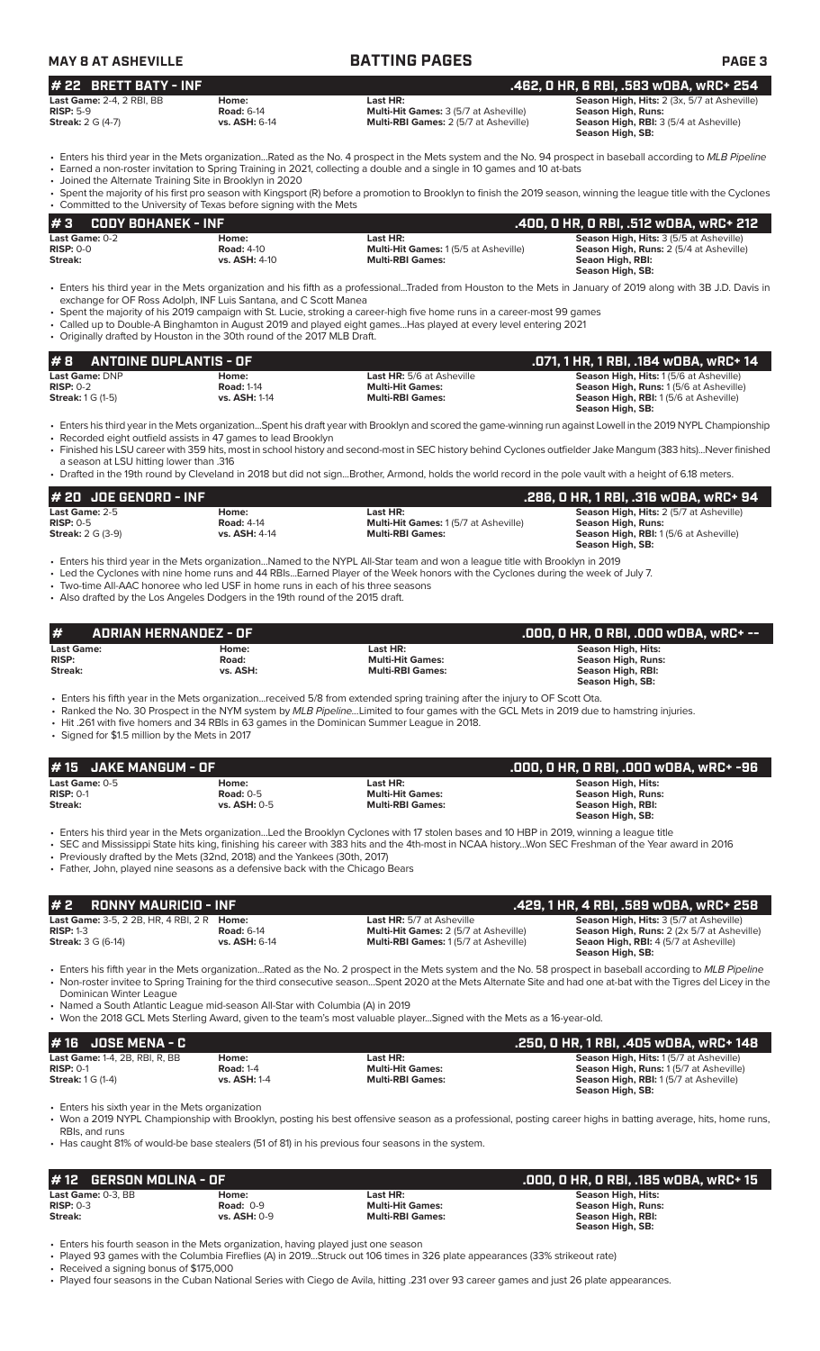## MAY 8 AT ASHEVILLE — BATTING PAGES

### # 22 BRETT BATY - INF — .462, 0 HR, 6 RBI, .583 wOBA, wRC+ 254

| | | | |
|---|---|---|---|
| **Last Game:** 2-4, 2 RBI, BB | **Home:** | **Last HR:** | **Season High, Hits:** 2 (3x, 5/7 at Asheville) |
| **RISP:** 5-9 | **Road:** 6-14 | **Multi-Hit Games:** 3 (5/7 at Asheville) | **Season High, Runs:** |
| **Streak:** 2 G (4-7) | **vs. ASH:** 6-14 | **Multi-RBI Games:** 2 (5/7 at Asheville) | **Season High, RBI:** 3 (5/4 at Asheville) |
| | | | **Season High, SB:** |

- Enters his third year in the Mets organization...Rated as the No. 4 prospect in the Mets system and the No. 94 prospect in baseball according to *MLB Pipeline*
- Earned a non-roster invitation to Spring Training in 2021, collecting a double and a single in 10 games and 10 at-bats
- Joined the Alternate Training Site in Brooklyn in 2020
- Spent the majority of his first pro season with Kingsport (R) before a promotion to Brooklyn to finish the 2019 season, winning the league title with the Cyclones
- Committed to the University of Texas before signing with the Mets

### # 3 CODY BOHANEK - INF — .400, 0 HR, 0 RBI, .512 wOBA, wRC+ 212

| | | | |
|---|---|---|---|
| **Last Game:** 0-2 | **Home:** | **Last HR:** | **Season High, Hits:** 3 (5/5 at Asheville) |
| **RISP:** 0-0 | **Road:** 4-10 | **Multi-Hit Games:** 1 (5/5 at Asheville) | **Season High, Runs:** 2 (5/4 at Asheville) |
| **Streak:** | **vs. ASH:** 4-10 | **Multi-RBI Games:** | **Seaon High, RBI:** |
| | | | **Season High, SB:** |

- Enters his third year in the Mets organization and his fifth as a professional...Traded from Houston to the Mets in January of 2019 along with 3B J.D. Davis in exchange for OF Ross Adolph, INF Luis Santana, and C Scott Manea
- Spent the majority of his 2019 campaign with St. Lucie, stroking a career-high five home runs in a career-most 99 games
- Called up to Double-A Binghamton in August 2019 and played eight games...Has played at every level entering 2021
- Originally drafted by Houston in the 30th round of the 2017 MLB Draft.

### # 8 ANTOINE DUPLANTIS - OF — .071, 1 HR, 1 RBI, .184 wOBA, wRC+ 14

| | | | |
|---|---|---|---|
| **Last Game:** DNP | **Home:** | **Last HR:** 5/6 at Asheville | **Season High, Hits:** 1 (5/6 at Asheville) |
| **RISP:** 0-2 | **Road:** 1-14 | **Multi-Hit Games:** | **Season High, Runs:** 1 (5/6 at Asheville) |
| **Streak:** 1 G (1-5) | **vs. ASH:** 1-14 | **Multi-RBI Games:** | **Season High, RBI:** 1 (5/6 at Asheville) |
| | | | **Season High, SB:** |

- Enters his third year in the Mets organization...Spent his draft year with Brooklyn and scored the game-winning run against Lowell in the 2019 NYPL Championship
- Recorded eight outfield assists in 47 games to lead Brooklyn
- Finished his LSU career with 359 hits, most in school history and second-most in SEC history behind Cyclones outfielder Jake Mangum (383 hits)...Never finished a season at LSU hitting lower than .316
- Drafted in the 19th round by Cleveland in 2018 but did not sign...Brother, Armond, holds the world record in the pole vault with a height of 6.18 meters.

### # 20 JOE GENORD - INF — .286, 0 HR, 1 RBI, .316 wOBA, wRC+ 94

| | | | |
|---|---|---|---|
| **Last Game:** 2-5 | **Home:** | **Last HR:** | **Season High, Hits:** 2 (5/7 at Asheville) |
| **RISP:** 0-5 | **Road:** 4-14 | **Multi-Hit Games:** 1 (5/7 at Asheville) | **Season High, Runs:** |
| **Streak:** 2 G (3-9) | **vs. ASH:** 4-14 | **Multi-RBI Games:** | **Season High, RBI:** 1 (5/6 at Asheville) |
| | | | **Season High, SB:** |

- Enters his third year in the Mets organization...Named to the NYPL All-Star team and won a league title with Brooklyn in 2019
- Led the Cyclones with nine home runs and 44 RBIs...Earned Player of the Week honors with the Cyclones during the week of July 7.
- Two-time All-AAC honoree who led USF in home runs in each of his three seasons
- Also drafted by the Los Angeles Dodgers in the 19th round of the 2015 draft.

### # ADRIAN HERNANDEZ - OF — .000, 0 HR, 0 RBI, .000 wOBA, wRC+ --

| | | | |
|---|---|---|---|
| **Last Game:** | **Home:** | **Last HR:** | **Season High, Hits:** |
| **RISP:** | **Road:** | **Multi-Hit Games:** | **Season High, Runs:** |
| **Streak:** | **vs. ASH:** | **Multi-RBI Games:** | **Season High, RBI:** |
| | | | **Season High, SB:** |

- Enters his fifth year in the Mets organization...received 5/8 from extended spring training after the injury to OF Scott Ota.
- Ranked the No. 30 Prospect in the NYM system by *MLB Pipeline*...Limited to four games with the GCL Mets in 2019 due to hamstring injuries.
- Hit .261 with five homers and 34 RBIs in 63 games in the Dominican Summer League in 2018.
- Signed for $1.5 million by the Mets in 2017

### # 15 JAKE MANGUM - OF — .000, 0 HR, 0 RBI, .000 wOBA, wRC+ -96

| | | | |
|---|---|---|---|
| **Last Game:** 0-5 | **Home:** | **Last HR:** | **Season High, Hits:** |
| **RISP:** 0-1 | **Road:** 0-5 | **Multi-Hit Games:** | **Season High, Runs:** |
| **Streak:** | **vs. ASH:** 0-5 | **Multi-RBI Games:** | **Season High, RBI:** |
| | | | **Season High, SB:** |

- Enters his third year in the Mets organization...Led the Brooklyn Cyclones with 17 stolen bases and 10 HBP in 2019, winning a league title
- SEC and Mississippi State hits king, finishing his career with 383 hits and the 4th-most in NCAA history...Won SEC Freshman of the Year award in 2016
- Previously drafted by the Mets (32nd, 2018) and the Yankees (30th, 2017)
- Father, John, played nine seasons as a defensive back with the Chicago Bears

### # 2 RONNY MAURICIO - INF — .429, 1 HR, 4 RBI, .589 wOBA, wRC+ 258

| | | | |
|---|---|---|---|
| **Last Game:** 3-5, 2 2B, HR, 4 RBI, 2 R | **Home:** | **Last HR:** 5/7 at Asheville | **Season High, Hits:** 3 (5/7 at Asheville) |
| **RISP:** 1-3 | **Road:** 6-14 | **Multi-Hit Games:** 2 (5/7 at Asheville) | **Season High, Runs:** 2 (2x 5/7 at Asheville) |
| **Streak:** 3 G (6-14) | **vs. ASH:** 6-14 | **Multi-RBI Games:** 1 (5/7 at Asheville) | **Seaon High, RBI:** 4 (5/7 at Asheville) |
| | | | **Season High, SB:** |

- Enters his fifth year in the Mets organization...Rated as the No. 2 prospect in the Mets system and the No. 58 prospect in baseball according to *MLB Pipeline*
- Non-roster invitee to Spring Training for the third consecutive season...Spent 2020 at the Mets Alternate Site and had one at-bat with the Tigres del Licey in the Dominican Winter League
- Named a South Atlantic League mid-season All-Star with Columbia (A) in 2019
- Won the 2018 GCL Mets Sterling Award, given to the team's most valuable player...Signed with the Mets as a 16-year-old.

### # 16 JOSE MENA - C — .250, 0 HR, 1 RBI, .405 wOBA, wRC+ 148

| | | | |
|---|---|---|---|
| **Last Game:** 1-4, 2B, RBI, R, BB | **Home:** | **Last HR:** | **Season High, Hits:** 1 (5/7 at Asheville) |
| **RISP:** 0-1 | **Road:** 1-4 | **Multi-Hit Games:** | **Season High, Runs:** 1 (5/7 at Asheville) |
| **Streak:** 1 G (1-4) | **vs. ASH:** 1-4 | **Multi-RBI Games:** | **Season High, RBI:** 1 (5/7 at Asheville) |
| | | | **Season High, SB:** |

- Enters his sixth year in the Mets organization
- Won a 2019 NYPL Championship with Brooklyn, posting his best offensive season as a professional, posting career highs in batting average, hits, home runs, RBIs, and runs
- Has caught 81% of would-be base stealers (51 of 81) in his previous four seasons in the system.

### # 12 GERSON MOLINA - OF — .000, 0 HR, 0 RBI, .185 wOBA, wRC+ 15

| | | | |
|---|---|---|---|
| **Last Game:** 0-3, BB | **Home:** | **Last HR:** | **Season High, Hits:** |
| **RISP:** 0-3 | **Road:** 0-9 | **Multi-Hit Games:** | **Season High, Runs:** |
| **Streak:** | **vs. ASH:** 0-9 | **Multi-RBI Games:** | **Season High, RBI:** |
| | | | **Season High, SB:** |

- Enters his fourth season in the Mets organization, having played just one season
- Played 93 games with the Columbia Fireflies (A) in 2019...Struck out 106 times in 326 plate appearances (33% strikeout rate)
- Received a signing bonus of $175,000
- Played four seasons in the Cuban National Series with Ciego de Avila, hitting .231 over 93 career games and just 26 plate appearances.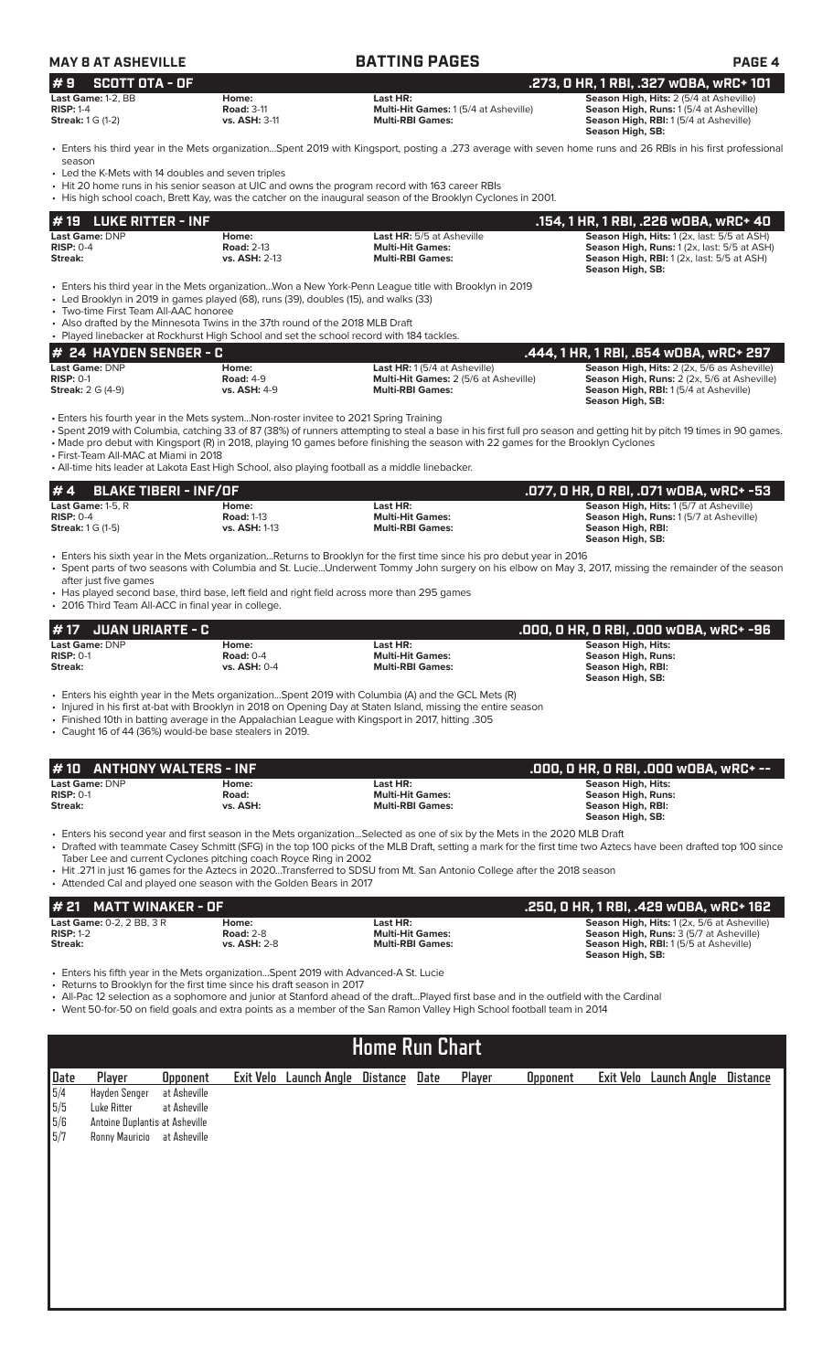## BATTING PAGES

## # 9 SCOTT OTA - OF — .273, 0 HR, 1 RBI, .327 wOBA, wRC+ 101

| | | | |
|---|---|---|---|
| **Last Game:** 1-2, BB | **Home:** | **Last HR:** | **Season High, Hits:** 2 (5/4 at Asheville) |
| **RISP:** 1-4 | **Road:** 3-11 | **Multi-Hit Games:** 1 (5/4 at Asheville) | **Season High, Runs:** 1 (5/4 at Asheville) |
| **Streak:** 1 G (1-2) | **vs. ASH:** 3-11 | **Multi-RBI Games:** | **Season High, RBI:** 1 (5/4 at Asheville) |
| | | | **Season High, SB:** |

- Enters his third year in the Mets organization...Spent 2019 with Kingsport, posting a .273 average with seven home runs and 26 RBIs in his first professional season
- Led the K-Mets with 14 doubles and seven triples
- Hit 20 home runs in his senior season at UIC and owns the program record with 163 career RBIs
- His high school coach, Brett Kay, was the catcher on the inaugural season of the Brooklyn Cyclones in 2001.

## # 19 LUKE RITTER - INF — .154, 1 HR, 1 RBI, .226 wOBA, wRC+ 40

| | | | |
|---|---|---|---|
| **Last Game:** DNP | **Home:** | **Last HR:** 5/5 at Asheville | **Season High, Hits:** 1 (2x, last: 5/5 at ASH) |
| **RISP:** 0-4 | **Road:** 2-13 | **Multi-Hit Games:** | **Season High, Runs:** 1 (2x, last: 5/5 at ASH) |
| **Streak:** | **vs. ASH:** 2-13 | **Multi-RBI Games:** | **Season High, RBI:** 1 (2x, last: 5/5 at ASH) |
| | | | **Season High, SB:** |

- Enters his third year in the Mets organization...Won a New York-Penn League title with Brooklyn in 2019
- Led Brooklyn in 2019 in games played (68), runs (39), doubles (15), and walks (33)
- Two-time First Team All-AAC honoree
- Also drafted by the Minnesota Twins in the 37th round of the 2018 MLB Draft
- Played linebacker at Rockhurst High School and set the school record with 184 tackles.

## # 24 HAYDEN SENGER - C — .444, 1 HR, 1 RBI, .654 wOBA, wRC+ 297

| | | | |
|---|---|---|---|
| **Last Game:** DNP | **Home:** | **Last HR:** 1 (5/4 at Asheville) | **Season High, Hits:** 2 (2x, 5/6 as Asheville) |
| **RISP:** 0-1 | **Road:** 4-9 | **Multi-Hit Games:** 2 (5/6 at Asheville) | **Season High, Runs:** 2 (2x, 5/6 at Asheville) |
| **Streak:** 2 G (4-9) | **vs. ASH:** 4-9 | **Multi-RBI Games:** | **Season High, RBI:** 1 (5/4 at Asheville) |
| | | | **Season High, SB:** |

- Enters his fourth year in the Mets system...Non-roster invitee to 2021 Spring Training
- Spent 2019 with Columbia, catching 33 of 87 (38%) of runners attempting to steal a base in his first full pro season and getting hit by pitch 19 times in 90 games.
- Made pro debut with Kingsport (R) in 2018, playing 10 games before finishing the season with 22 games for the Brooklyn Cyclones
- First-Team All-MAC at Miami in 2018
- All-time hits leader at Lakota East High School, also playing football as a middle linebacker.

## # 4 BLAKE TIBERI - INF/OF — .077, 0 HR, 0 RBI, .071 wOBA, wRC+ -53

| | | | |
|---|---|---|---|
| **Last Game:** 1-5, R | **Home:** | **Last HR:** | **Season High, Hits:** 1 (5/7 at Asheville) |
| **RISP:** 0-4 | **Road:** 1-13 | **Multi-Hit Games:** | **Season High, Runs:** 1 (5/7 at Asheville) |
| **Streak:** 1 G (1-5) | **vs. ASH:** 1-13 | **Multi-RBI Games:** | **Season High, RBI:** |
| | | | **Season High, SB:** |

- Enters his sixth year in the Mets organization...Returns to Brooklyn for the first time since his pro debut year in 2016
- Spent parts of two seasons with Columbia and St. Lucie...Underwent Tommy John surgery on his elbow on May 3, 2017, missing the remainder of the season after just five games
- Has played second base, third base, left field and right field across more than 295 games
- 2016 Third Team All-ACC in final year in college.

## # 17 JUAN URIARTE - C — .000, 0 HR, 0 RBI, .000 wOBA, wRC+ -96

| | | | |
|---|---|---|---|
| **Last Game:** DNP | **Home:** | **Last HR:** | **Season High, Hits:** |
| **RISP:** 0-1 | **Road:** 0-4 | **Multi-Hit Games:** | **Season High, Runs:** |
| **Streak:** | **vs. ASH:** 0-4 | **Multi-RBI Games:** | **Season High, RBI:** |
| | | | **Season High, SB:** |

- Enters his eighth year in the Mets organization...Spent 2019 with Columbia (A) and the GCL Mets (R)
- Injured in his first at-bat with Brooklyn in 2018 on Opening Day at Staten Island, missing the entire season
- Finished 10th in batting average in the Appalachian League with Kingsport in 2017, hitting .305
- Caught 16 of 44 (36%) would-be base stealers in 2019.

## # 10 ANTHONY WALTERS - INF — .000, 0 HR, 0 RBI, .000 wOBA, wRC+ --

| | | | |
|---|---|---|---|
| **Last Game:** DNP | **Home:** | **Last HR:** | **Season High, Hits:** |
| **RISP:** 0-1 | **Road:** | **Multi-Hit Games:** | **Season High, Runs:** |
| **Streak:** | **vs. ASH:** | **Multi-RBI Games:** | **Season High, RBI:** |
| | | | **Season High, SB:** |

- Enters his second year and first season in the Mets organization...Selected as one of six by the Mets in the 2020 MLB Draft
- Drafted with teammate Casey Schmitt (SFG) in the top 100 picks of the MLB Draft, setting a mark for the first time two Aztecs have been drafted top 100 since Taber Lee and current Cyclones pitching coach Royce Ring in 2002
- Hit .271 in just 16 games for the Aztecs in 2020...Transferred to SDSU from Mt. San Antonio College after the 2018 season
- Attended Cal and played one season with the Golden Bears in 2017

## # 21 MATT WINAKER - OF — .250, 0 HR, 1 RBI, .429 wOBA, wRC+ 162

| | | | |
|---|---|---|---|
| **Last Game:** 0-2, 2 BB, 3 R | **Home:** | **Last HR:** | **Season High, Hits:** 1 (2x, 5/6 at Asheville) |
| **RISP:** 1-2 | **Road:** 2-8 | **Multi-Hit Games:** | **Season High, Runs:** 3 (5/7 at Asheville) |
| **Streak:** | **vs. ASH:** 2-8 | **Multi-RBI Games:** | **Season High, RBI:** 1 (5/5 at Asheville) |
| | | | **Season High, SB:** |

- Enters his fifth year in the Mets organization...Spent 2019 with Advanced-A St. Lucie
- Returns to Brooklyn for the first time since his draft season in 2017
- All-Pac 12 selection as a sophomore and junior at Stanford ahead of the draft...Played first base and in the outfield with the Cardinal
- Went 50-for-50 on field goals and extra points as a member of the San Ramon Valley High School football team in 2014

## Home Run Chart

| Date | Player | Opponent | Exit Velo | Launch Angle | Distance | Date | Player | Opponent | Exit Velo | Launch Angle | Distance |
|---|---|---|---|---|---|---|---|---|---|---|---|
| 5/4 | Hayden Senger | at Asheville | | | | | | | | | |
| 5/5 | Luke Ritter | at Asheville | | | | | | | | | |
| 5/6 | Antoine Duplantis | at Asheville | | | | | | | | | |
| 5/7 | Ronny Mauricio | at Asheville | | | | | | | | | |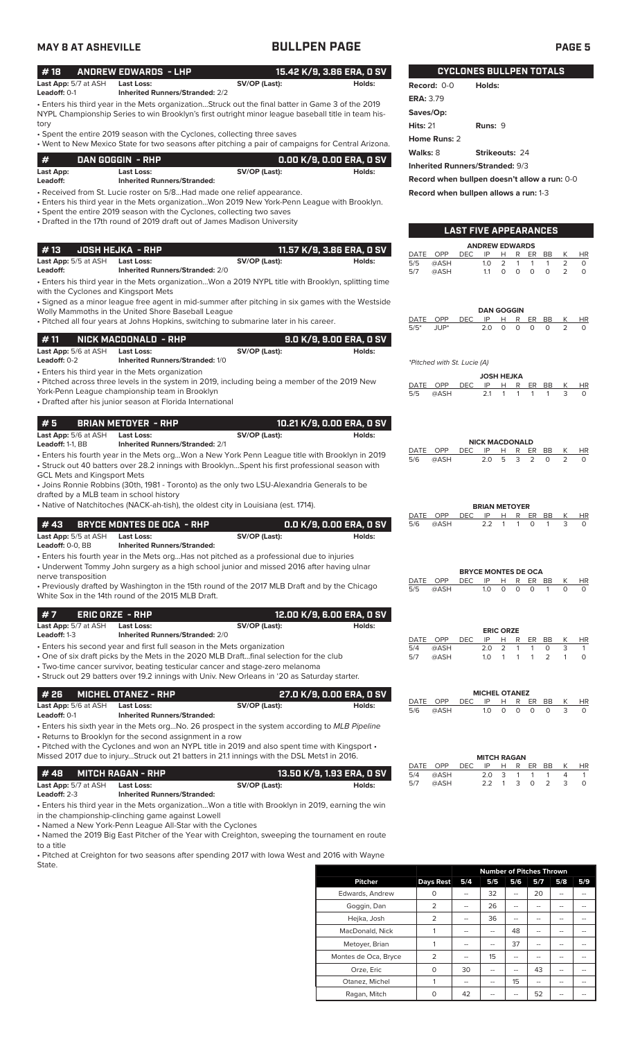# BULLPEN PAGE

MAY 8 AT ASHEVILLE

## #18 ANDREW EDWARDS - LHP — 15.42 K/9, 3.86 ERA, 0 SV

**Last App:** 5/7 at ASH **Last Loss:** **SV/OP (Last):** **Holds:**
**Leadoff:** 0-1 **Inherited Runners/Stranded:** 2/2

• Enters his third year in the Mets organization...Struck out the final batter in Game 3 of the 2019 NYPL Championship Series to win Brooklyn's first outright minor league baseball title in team history
• Spent the entire 2019 season with the Cyclones, collecting three saves
• Went to New Mexico State for two seasons after pitching a pair of campaigns for Central Arizona.

## # DAN GOGGIN - RHP — 0.00 K/9, 0.00 ERA, 0 SV

**Last App:** **Last Loss:** **SV/OP (Last):** **Holds:**
**Leadoff:** **Inherited Runners/Stranded:**

• Received from St. Lucie roster on 5/8...Had made one relief appearance.
• Enters his third year in the Mets organization...Won 2019 New York-Penn League with Brooklyn.
• Spent the entire 2019 season with the Cyclones, collecting two saves
• Drafted in the 17th round of 2019 draft out of James Madison University

## #13 JOSH HEJKA - RHP — 11.57 K/9, 3.86 ERA, 0 SV

**Last App:** 5/5 at ASH **Last Loss:** **SV/OP (Last):** **Holds:**
**Leadoff:** **Inherited Runners/Stranded:** 2/0

• Enters his third year in the Mets organization...Won a 2019 NYPL title with Brooklyn, splitting time with the Cyclones and Kingsport Mets
• Signed as a minor league free agent in mid-summer after pitching in six games with the Westside Wolly Mammoths in the United Shore Baseball League
• Pitched all four years at Johns Hopkins, switching to submarine later in his career.

## #11 NICK MACDONALD - RHP — 9.0 K/9, 9.00 ERA, 0 SV

**Last App:** 5/6 at ASH **Last Loss:** **SV/OP (Last):** **Holds:**
**Leadoff:** 0-2 **Inherited Runners/Stranded:** 1/0

• Enters his third year in the Mets organization
• Pitched across three levels in the system in 2019, including being a member of the 2019 New York-Penn League championship team in Brooklyn
• Drafted after his junior season at Florida International

## #5 BRIAN METOYER - RHP — 10.21 K/9, 0.00 ERA, 0 SV

**Last App:** 5/6 at ASH **Last Loss:** **SV/OP (Last):** **Holds:**
**Leadoff:** 1-1, BB **Inherited Runners/Stranded:** 2/1

• Enters his fourth year in the Mets org...Won a New York Penn League title with Brooklyn in 2019
• Struck out 40 batters over 28.2 innings with Brooklyn...Spent his first professional season with GCL Mets and Kingsport Mets
• Joins Ronnie Robbins (30th, 1981 - Toronto) as the only two LSU-Alexandria Generals to be drafted by a MLB team in school history
• Native of Natchitoches (NACK-ah-tish), the oldest city in Louisiana (est. 1714).

## #43 BRYCE MONTES DE OCA - RHP — 0.0 K/9, 0.00 ERA, 0 SV

**Last App:** 5/5 at ASH **Last Loss:** **SV/OP (Last):** **Holds:**
**Leadoff:** 0-0, BB **Inherited Runners/Stranded:**

• Enters his fourth year in the Mets org...Has not pitched as a professional due to injuries
• Underwent Tommy John surgery as a high school junior and missed 2016 after having ulnar nerve transposition
• Previously drafted by Washington in the 15th round of the 2017 MLB Draft and by the Chicago White Sox in the 14th round of the 2015 MLB Draft.

## #7 ERIC ORZE - RHP — 12.00 K/9, 6.00 ERA, 0 SV

**Last App:** 5/7 at ASH **Last Loss:** **SV/OP (Last):** **Holds:**
**Leadoff:** 1-3 **Inherited Runners/Stranded:** 2/0

• Enters his second year and first full season in the Mets organization
• One of six draft picks by the Mets in the 2020 MLB Draft...final selection for the club
• Two-time cancer survivor, beating testicular cancer and stage-zero melanoma
• Struck out 29 batters over 19.2 innings with Univ. New Orleans in '20 as Saturday starter.

## #26 MICHEL OTANEZ - RHP — 27.0 K/9, 0.00 ERA, 0 SV

**Last App:** 5/6 at ASH **Last Loss:** **SV/OP (Last):** **Holds:**
**Leadoff:** 0-1 **Inherited Runners/Stranded:**

• Enters his sixth year in the Mets org...No. 26 prospect in the system according to *MLB Pipeline*
• Returns to Brooklyn for the second assignment in a row
• Pitched with the Cyclones and won an NYPL title in 2019 and also spent time with Kingsport • Missed 2017 due to injury...Struck out 21 batters in 21.1 innings with the DSL Mets1 in 2016.

## #48 MITCH RAGAN - RHP — 13.50 K/9, 1.93 ERA, 0 SV

**Last App:** 5/7 at ASH **Last Loss:** **SV/OP (Last):** **Holds:**
**Leadoff:** 2-3 **Inherited Runners/Stranded:**

• Enters his third year in the Mets organization...Won a title with Brooklyn in 2019, earning the win in the championship-clinching game against Lowell
• Named a New York-Penn League All-Star with the Cyclones
• Named the 2019 Big East Pitcher of the Year with Creighton, sweeping the tournament en route to a title
• Pitched at Creighton for two seasons after spending 2017 with Iowa West and 2016 with Wayne State.

## CYCLONES BULLPEN TOTALS

**Record:** 0-0 **Holds:**
**ERA:** 3.79
**Saves/Op:**
**Hits:** 21 **Runs:** 9
**Home Runs:** 2
**Walks:** 8 **Strikeouts:** 24
**Inherited Runners/Stranded:** 9/3
**Record when bullpen doesn't allow a run:** 0-0
**Record when bullpen allows a run:** 1-3

## LAST FIVE APPEARANCES

**ANDREW EDWARDS**

| DATE | OPP | DEC | IP | H | R | ER | BB | K | HR |
|---|---|---|---|---|---|---|---|---|---|
| 5/5 | @ASH | | 1.0 | 2 | 1 | 1 | 1 | 2 | 0 |
| 5/7 | @ASH | | 1.1 | 0 | 0 | 0 | 0 | 2 | 0 |

**DAN GOGGIN**

| DATE | OPP | DEC | IP | H | R | ER | BB | K | HR |
|---|---|---|---|---|---|---|---|---|---|
| 5/5* | JUP* | | 2.0 | 0 | 0 | 0 | 0 | 2 | 0 |

*Pitched with St. Lucie (A)*

**JOSH HEJKA**

| DATE | OPP | DEC | IP | H | R | ER | BB | K | HR |
|---|---|---|---|---|---|---|---|---|---|
| 5/5 | @ASH | | 2.1 | 1 | 1 | 1 | 1 | 3 | 0 |

**NICK MACDONALD**

| DATE | OPP | DEC | IP | H | R | ER | BB | K | HR |
|---|---|---|---|---|---|---|---|---|---|
| 5/6 | @ASH | | 2.0 | 5 | 3 | 2 | 0 | 2 | 0 |

**BRIAN METOYER**

| DATE | OPP | DEC | IP | H | R | ER | BB | K | HR |
|---|---|---|---|---|---|---|---|---|---|
| 5/6 | @ASH | | 2.2 | 1 | 1 | 0 | 1 | 3 | 0 |

**BRYCE MONTES DE OCA**

| DATE | OPP | DEC | IP | H | R | ER | BB | K | HR |
|---|---|---|---|---|---|---|---|---|---|
| 5/5 | @ASH | | 1.0 | 0 | 0 | 0 | 1 | 0 | 0 |

**ERIC ORZE**

| DATE | OPP | DEC | IP | H | R | ER | BB | K | HR |
|---|---|---|---|---|---|---|---|---|---|
| 5/4 | @ASH | | 2.0 | 2 | 1 | 1 | 0 | 3 | 1 |
| 5/7 | @ASH | | 1.0 | 1 | 1 | 1 | 2 | 1 | 0 |

**MICHEL OTANEZ**

| DATE | OPP | DEC | IP | H | R | ER | BB | K | HR |
|---|---|---|---|---|---|---|---|---|---|
| 5/6 | @ASH | | 1.0 | 0 | 0 | 0 | 0 | 3 | 0 |

**MITCH RAGAN**

| DATE | OPP | DEC | IP | H | R | ER | BB | K | HR |
|---|---|---|---|---|---|---|---|---|---|
| 5/4 | @ASH | | 2.0 | 3 | 1 | 1 | 1 | 4 | 1 |
| 5/7 | @ASH | | 2.2 | 1 | 3 | 0 | 2 | 3 | 0 |

| | | Number of Pitches Thrown | | | | | |
|---|---|---|---|---|---|---|---|
| **Pitcher** | **Days Rest** | **5/4** | **5/5** | **5/6** | **5/7** | **5/8** | **5/9** |
| Edwards, Andrew | 0 | -- | 32 | -- | 20 | -- | -- |
| Goggin, Dan | 2 | -- | 26 | -- | -- | -- | -- |
| Hejka, Josh | 2 | -- | 36 | -- | -- | -- | -- |
| MacDonald, Nick | 1 | -- | -- | 48 | -- | -- | -- |
| Metoyer, Brian | 1 | -- | -- | 37 | -- | -- | -- |
| Montes de Oca, Bryce | 2 | -- | 15 | -- | -- | -- | -- |
| Orze, Eric | 0 | 30 | -- | -- | 43 | -- | -- |
| Otanez, Michel | 1 | -- | -- | 15 | -- | -- | -- |
| Ragan, Mitch | 0 | 42 | -- | -- | 52 | -- | -- |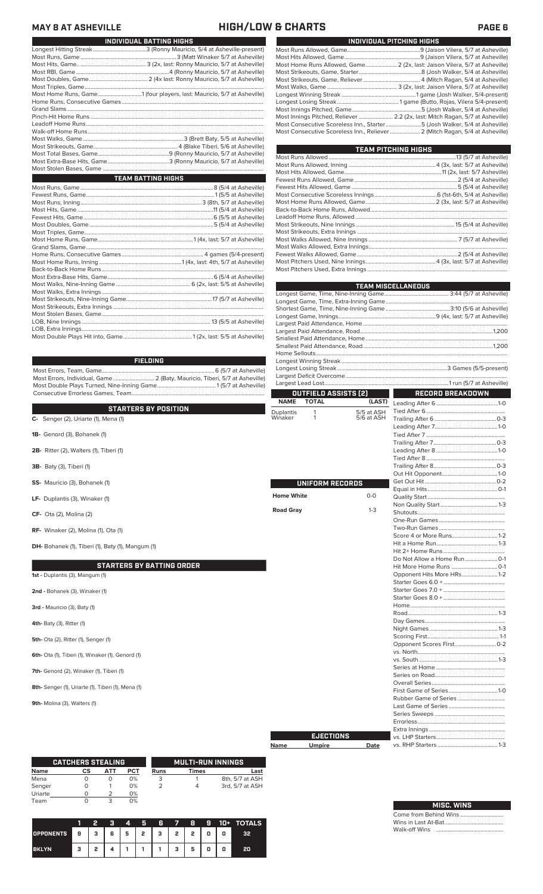# MAY 8 AT ASHEVILLE — HIGH/LOW & CHARTS

## INDIVIDUAL BATTING HIGHS

| | |
|---|---|
| Longest Hitting Streak | 3 (Ronny Mauricio, 5/4 at Asheville-present) |
| Most Runs, Game | 3 (Matt Winaker 5/7 at Asheville) |
| Most Hits, Game | 3 (2x, last: Ronny Mauricio, 5/7 at Asheville) |
| Most RBI, Game | 4 (Ronny Mauricio, 5/7 at Asheville) |
| Most Doubles, Game | 2 (4x last: Ronny Mauricio, 5/7 at Asheville) |
| Most Triples, Game | |
| Most Home Runs, Game | 1 (four players, last: Mauricio, 5/7 at Asheville) |
| Home Runs, Consecutive Games | |
| Grand Slams | |
| Pinch-Hit Home Runs | |
| Leadoff Home Runs | |
| Walk-off Home Runs | |
| Most Walks, Game | 3 (Brett Baty, 5/5 at Asheville) |
| Most Strikeouts, Game | 4 (Blake Tiberi, 5/6 at Asheville) |
| Most Total Bases, Game | 9 (Ronny Mauricio, 5/7 at Asheville) |
| Most Extra-Base Hits, Game | 3 (Ronny Mauricio, 5/7 at Asheville) |
| Most Stolen Bases, Game | |

## TEAM BATTING HIGHS

| | |
|---|---|
| Most Runs, Game | 8 (5/4 at Asheville) |
| Fewest Runs, Game | 1 (5/5 at Asheville) |
| Most Runs, Inning | 3 (8th, 5/7 at Asheville) |
| Most Hits, Game | 11 (5/4 at Asheville) |
| Fewest Hits, Game | 6 (5/5 at Asheville) |
| Most Doubles, Game | 5 (5/4 at Asheville) |
| Most Triples, Game | |
| Most Home Runs, Game | 1 (4x, last: 5/7 at Asheville) |
| Grand Slams, Game | |
| Home Runs, Consecutive Games | 4 games (5/4-present) |
| Most Home Runs, Inning | 1 (4x, last: 4th, 5/7 at Asheville) |
| Back-to-Back Home Runs | |
| Most Extra-Base Hits, Game | 6 (5/4 at Asheville) |
| Most Walks, Nine-Inning Game | 6 (2x, last: 5/5 at Asheville) |
| Most Walks, Extra Innings | |
| Most Strikeouts, Nine-Inning Game | 17 (5/7 at Asheville) |
| Most Strikeouts, Extra Innings | |
| Most Stolen Bases, Game | |
| LOB, Nine Innings | 13 (5/5 at Asheville) |
| LOB, Extra Innings | |
| Most Double Plays Hit into, Game | 1 (2x, last: 5/5 at Asheville) |

## FIELDING

| | |
|---|---|
| Most Errors, Team, Game | 6 (5/7 at Asheville) |
| Most Errors, Individual, Game | 2 (Baty, Mauricio, Tiberi, 5/7 at Asheville) |
| Most Double Plays Turned, Nine-Inning Game | 1 (5/7 at Asheville) |
| Consecutive Errorless Games, Team | |

## STARTERS BY POSITION

**C-** Senger (2), Uriarte (1), Mena (1)

**1B-** Genord (3), Bohanek (1)

**2B-** Ritter (2), Walters (1), Tiberi (1)

**3B-** Baty (3), Tiberi (1)

**SS-** Mauricio (3), Bohanek (1)

**LF-** Duplantis (3), Winaker (1)

**CF-** Ota (2), Molina (2)

**RF-** Winaker (2), Molina (1), Ota (1)

**DH-** Bohanek (1), Tiberi (1), Baty (1), Mangum (1)

## STARTERS BY BATTING ORDER

**1st -** Duplantis (3), Mangum (1)

**2nd -** Bohanek (3), Winaker (1)

**3rd -** Mauricio (3), Baty (1)

**4th-** Baty (3), Ritter (1)

**5th-** Ota (2), Ritter (1), Senger (1)

**6th-** Ota (1), Tiberi (1), Winaker (1), Genord (1)

**7th-** Genord (2), Winaker (1), Tiberi (1)

**8th-** Senger (1), Uriarte (1), Tiberi (1), Mena (1)

**9th-** Molina (3), Walters (1)

## CATCHERS STEALING

| Name | CS | ATT | PCT |
|---|---|---|---|
| Mena | 0 | 0 | 0% |
| Senger | 0 | 1 | 0% |
| Uriarte | 0 | 2 | 0% |
| Team | 0 | 3 | 0% |

## MULTI-RUN INNINGS

| Runs | Times | Last |
|---|---|---|
| 3 | 1 | 8th, 5/7 at ASH |
| 2 | 4 | 3rd, 5/7 at ASH |

| | 1 | 2 | 3 | 4 | 5 | 6 | 7 | 8 | 9 | 10+ | TOTALS |
|---|---|---|---|---|---|---|---|---|---|---|---|
| OPPONENTS | 9 | 3 | 6 | 5 | 2 | 3 | 2 | 2 | 0 | 0 | 32 |
| BKLYN | 3 | 2 | 4 | 1 | 1 | 1 | 3 | 5 | 0 | 0 | 20 |

## INDIVIDUAL PITCHING HIGHS

| | |
|---|---|
| Most Runs Allowed, Game | 9 (Jaison Vilera, 5/7 at Asheville) |
| Most Hits Allowed, Game | 9 (Jaison Vilera, 5/7 at Asheville) |
| Most Home Runs Allowed, Game | 2 (2x, last: Jaison Vilera, 5/7 at Asheville) |
| Most Strikeouts, Game, Starter | 8 (Josh Walker, 5/4 at Asheville) |
| Most Strikeouts, Game, Reliever | 4 (Mitch Ragan, 5/4 at Asheville) |
| Most Walks, Game | 3 (2x, last: Jaison Vilera, 5/7 at Asheville) |
| Longest Winning Streak | 1 game (Josh Walker, 5/4-present) |
| Longest Losing Streak | 1 game (Butto, Rojas, Vilera 5/4-present) |
| Most Innings Pitched, Game | 5 (Josh Walker, 5/4 at Asheville) |
| Most Innings Pitched, Reliever | 2.2 (2x, last: Mitch Ragan, 5/7 at Asheville) |
| Most Consecutive Scoreless Inn., Starter | 5 (Josh Walker, 5/4 at Asheville) |
| Most Consecutive Scoreless Inn., Reliever | 2 (Mitch Ragan, 5/4 at Asheville) |

## TEAM PITCHING HIGHS

| | |
|---|---|
| Most Runs Allowed | 13 (5/7 at Asheville) |
| Most Runs Allowed, Inning | 4 (3x, last: 5/7 at Asheville) |
| Most Hits Allowed, Game | 11 (2x, last: 5/7 at Asheville) |
| Fewest Runs Allowed, Game | 2 (5/4 at Asheville) |
| Fewest Hits Allowed, Game | 5 (5/4 at Asheville) |
| Most Consecutive Scoreless Innings | 6 (1st-6th, 5/4 at Asheville) |
| Most Home Runs Allowed, Game | 2 (3x, last: 5/7 at Asheville) |
| Back-to-Back Home Runs, Allowed | |
| Leadoff Home Runs, Allowed | |
| Most Strikeouts, Nine Innings | 15 (5/4 at Asheville) |
| Most Strikeouts, Extra Innings | |
| Most Walks Allowed, Nine Innings | 7 (5/7 at Asheville) |
| Most Walks Allowed, Extra Innings | |
| Fewest Walks Allowed, Game | 2 (5/4 at Asheville) |
| Most Pitchers Used, Nine Innings | 4 (3x, last: 5/7 at Asheville) |
| Most Pitchers Used, Extra Innings | |

## TEAM MISCELLANEOUS

| | |
|---|---|
| Longest Game, Time, Nine-Inning Game | 3:44 (5/7 at Asheville) |
| Longest Game, Time, Extra-Inning Game | |
| Shortest Game, Time, Nine-Inning Game | 3:10 (5/6 at Asheville) |
| Longest Game, Innings | 9 (4x, last: 5/7 at Asheville) |
| Largest Paid Attendance, Home | |
| Largest Paid Attendance, Road | 1,200 |
| Smallest Paid Attendance, Home | |
| Smallest Paid Attendance, Road | 1,200 |
| Home Sellouts | |
| Longest Winning Streak | |
| Longest Losing Streak | 3 Games (5/5-present) |
| Largest Deficit Overcome | |
| Largest Lead Lost | 1 run (5/7 at Asheville) |

## OUTFIELD ASSISTS (2)

| NAME | TOTAL | (LAST) |
|---|---|---|
| Duplantis | 1 | 5/5 at ASH |
| Winaker | 1 | 5/6 at ASH |

## UNIFORM RECORDS

| | |
|---|---|
| Home White | 0-0 |
| Road Gray | 1-3 |

## EJECTIONS

| Name | Umpire | Date |
|---|---|---|

## RECORD BREAKDOWN

| | |
|---|---|
| Leading After 6 | 1-0 |
| Tied After 6 | |
| Trailing After 6 | 0-3 |
| Leading After 7 | 1-0 |
| Tied After 7 | |
| Trailing After 7 | 0-3 |
| Leading After 8 | 1-0 |
| Tied After 8 | |
| Trailing After 8 | 0-3 |
| Out Hit Opponent | 1-0 |
| Get Out Hit | 0-2 |
| Equal in Hits | 0-1 |
| Quality Start | |
| Non Quality Start | 1-3 |
| Shutouts | |
| One-Run Games | |
| Two-Run Games | |
| Score 4 or More Runs | 1-2 |
| Hit a Home Run | 1-3 |
| Hit 2+ Home Runs | |
| Do Not Allow a Home Run | 0-1 |
| Hit More Home Runs | 0-1 |
| Opponent Hits More HRs | 1-2 |
| Starter Goes 6.0 + | |
| Starter Goes 7.0 + | |
| Starter Goes 8.0 + | |
| Home | |
| Road | 1-3 |
| Day Games | |
| Night Games | 1-3 |
| Scoring First | 1-1 |
| Opponent Scores First | 0-2 |
| vs. North | |
| vs. South | 1-3 |
| Series at Home | |
| Series on Road | |
| Overall Series | |
| First Game of Series | 1-0 |
| Rubber Game of Series | |
| Last Game of Series | |
| Series Sweeps | |
| Errorless | |
| Extra Innings | |
| vs. LHP Starters | |
| vs. RHP Starters | 1-3 |

## MISC. WINS

| | |
|---|---|
| Come from Behind Wins | |
| Wins in Last At-Bat | |
| Walk-off Wins | |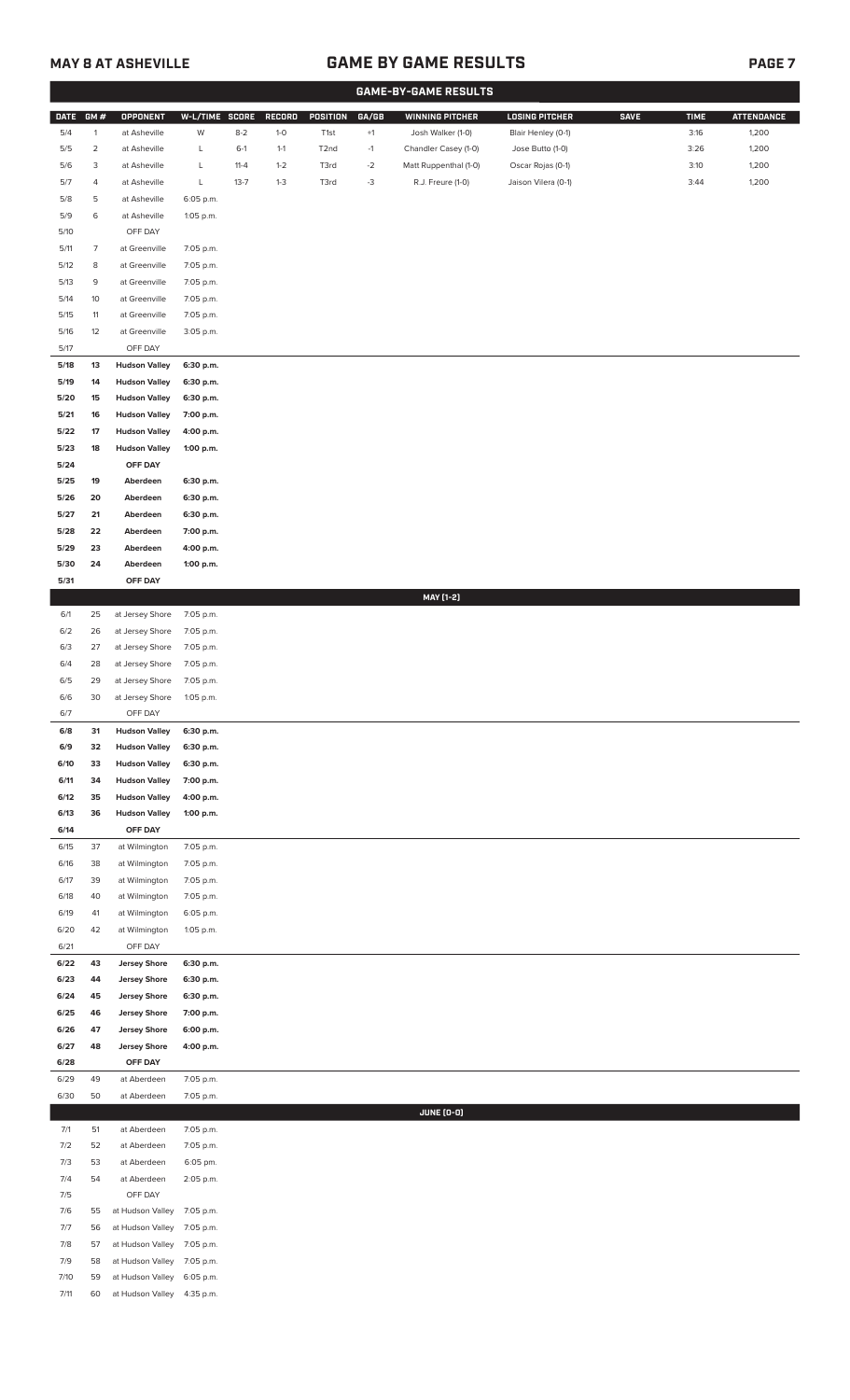## MAY 8 AT ASHEVILLE

# GAME BY GAME RESULTS

### GAME-BY-GAME RESULTS

| DATE | GM # | OPPONENT | W-L/TIME | SCORE | RECORD | POSITION | GA/GB | WINNING PITCHER | LOSING PITCHER | SAVE | TIME | ATTENDANCE |
|---|---|---|---|---|---|---|---|---|---|---|---|---|
| 5/4 | 1 | at Asheville | W | 8-2 | 1-0 | T1st | +1 | Josh Walker (1-0) | Blair Henley (0-1) | | 3:16 | 1,200 |
| 5/5 | 2 | at Asheville | L | 6-1 | 1-1 | T2nd | -1 | Chandler Casey (1-0) | Jose Butto (1-0) | | 3:26 | 1,200 |
| 5/6 | 3 | at Asheville | L | 11-4 | 1-2 | T3rd | -2 | Matt Ruppenthal (1-0) | Oscar Rojas (0-1) | | 3:10 | 1,200 |
| 5/7 | 4 | at Asheville | L | 13-7 | 1-3 | T3rd | -3 | R.J. Freure (1-0) | Jaison Vilera (0-1) | | 3:44 | 1,200 |
| 5/8 | 5 | at Asheville | 6:05 p.m. | | | | | | | | | |
| 5/9 | 6 | at Asheville | 1:05 p.m. | | | | | | | | | |
| 5/10 | | OFF DAY | | | | | | | | | | |
| 5/11 | 7 | at Greenville | 7:05 p.m. | | | | | | | | | |
| 5/12 | 8 | at Greenville | 7:05 p.m. | | | | | | | | | |
| 5/13 | 9 | at Greenville | 7:05 p.m. | | | | | | | | | |
| 5/14 | 10 | at Greenville | 7:05 p.m. | | | | | | | | | |
| 5/15 | 11 | at Greenville | 7:05 p.m. | | | | | | | | | |
| 5/16 | 12 | at Greenville | 3:05 p.m. | | | | | | | | | |
| 5/17 | | OFF DAY | | | | | | | | | | |
| **5/18** | **13** | **Hudson Valley** | **6:30 p.m.** | | | | | | | | | |
| **5/19** | **14** | **Hudson Valley** | **6:30 p.m.** | | | | | | | | | |
| **5/20** | **15** | **Hudson Valley** | **6:30 p.m.** | | | | | | | | | |
| **5/21** | **16** | **Hudson Valley** | **7:00 p.m.** | | | | | | | | | |
| **5/22** | **17** | **Hudson Valley** | **4:00 p.m.** | | | | | | | | | |
| **5/23** | **18** | **Hudson Valley** | **1:00 p.m.** | | | | | | | | | |
| **5/24** | | **OFF DAY** | | | | | | | | | | |
| **5/25** | **19** | **Aberdeen** | **6:30 p.m.** | | | | | | | | | |
| **5/26** | **20** | **Aberdeen** | **6:30 p.m.** | | | | | | | | | |
| **5/27** | **21** | **Aberdeen** | **6:30 p.m.** | | | | | | | | | |
| **5/28** | **22** | **Aberdeen** | **7:00 p.m.** | | | | | | | | | |
| **5/29** | **23** | **Aberdeen** | **4:00 p.m.** | | | | | | | | | |
| **5/30** | **24** | **Aberdeen** | **1:00 p.m.** | | | | | | | | | |
| **5/31** | | **OFF DAY** | | | | | | | | | | |
| | | | | | | | | **MAY [1-2]** | | | | |
| 6/1 | 25 | at Jersey Shore | 7:05 p.m. | | | | | | | | | |
| 6/2 | 26 | at Jersey Shore | 7:05 p.m. | | | | | | | | | |
| 6/3 | 27 | at Jersey Shore | 7:05 p.m. | | | | | | | | | |
| 6/4 | 28 | at Jersey Shore | 7:05 p.m. | | | | | | | | | |
| 6/5 | 29 | at Jersey Shore | 7:05 p.m. | | | | | | | | | |
| 6/6 | 30 | at Jersey Shore | 1:05 p.m. | | | | | | | | | |
| 6/7 | | OFF DAY | | | | | | | | | | |
| **6/8** | **31** | **Hudson Valley** | **6:30 p.m.** | | | | | | | | | |
| **6/9** | **32** | **Hudson Valley** | **6:30 p.m.** | | | | | | | | | |
| **6/10** | **33** | **Hudson Valley** | **6:30 p.m.** | | | | | | | | | |
| **6/11** | **34** | **Hudson Valley** | **7:00 p.m.** | | | | | | | | | |
| **6/12** | **35** | **Hudson Valley** | **4:00 p.m.** | | | | | | | | | |
| **6/13** | **36** | **Hudson Valley** | **1:00 p.m.** | | | | | | | | | |
| **6/14** | | **OFF DAY** | | | | | | | | | | |
| 6/15 | 37 | at Wilmington | 7:05 p.m. | | | | | | | | | |
| 6/16 | 38 | at Wilmington | 7:05 p.m. | | | | | | | | | |
| 6/17 | 39 | at Wilmington | 7:05 p.m. | | | | | | | | | |
| 6/18 | 40 | at Wilmington | 7:05 p.m. | | | | | | | | | |
| 6/19 | 41 | at Wilmington | 6:05 p.m. | | | | | | | | | |
| 6/20 | 42 | at Wilmington | 1:05 p.m. | | | | | | | | | |
| 6/21 | | OFF DAY | | | | | | | | | | |
| **6/22** | **43** | **Jersey Shore** | **6:30 p.m.** | | | | | | | | | |
| **6/23** | **44** | **Jersey Shore** | **6:30 p.m.** | | | | | | | | | |
| **6/24** | **45** | **Jersey Shore** | **6:30 p.m.** | | | | | | | | | |
| **6/25** | **46** | **Jersey Shore** | **7:00 p.m.** | | | | | | | | | |
| **6/26** | **47** | **Jersey Shore** | **6:00 p.m.** | | | | | | | | | |
| **6/27** | **48** | **Jersey Shore** | **4:00 p.m.** | | | | | | | | | |
| **6/28** | | **OFF DAY** | | | | | | | | | | |
| 6/29 | 49 | at Aberdeen | 7:05 p.m. | | | | | | | | | |
| 6/30 | 50 | at Aberdeen | 7:05 p.m. | | | | | | | | | |
| | | | | | | | | **JUNE [0-0]** | | | | |
| 7/1 | 51 | at Aberdeen | 7:05 p.m. | | | | | | | | | |
| 7/2 | 52 | at Aberdeen | 7:05 p.m. | | | | | | | | | |
| 7/3 | 53 | at Aberdeen | 6:05 pm. | | | | | | | | | |
| 7/4 | 54 | at Aberdeen | 2:05 p.m. | | | | | | | | | |
| 7/5 | | OFF DAY | | | | | | | | | | |
| 7/6 | 55 | at Hudson Valley | 7:05 p.m. | | | | | | | | | |
| 7/7 | 56 | at Hudson Valley | 7:05 p.m. | | | | | | | | | |
| 7/8 | 57 | at Hudson Valley | 7:05 p.m. | | | | | | | | | |
| 7/9 | 58 | at Hudson Valley | 7:05 p.m. | | | | | | | | | |
| 7/10 | 59 | at Hudson Valley | 6:05 p.m. | | | | | | | | | |
| 7/11 | 60 | at Hudson Valley | 4:35 p.m. | | | | | | | | | |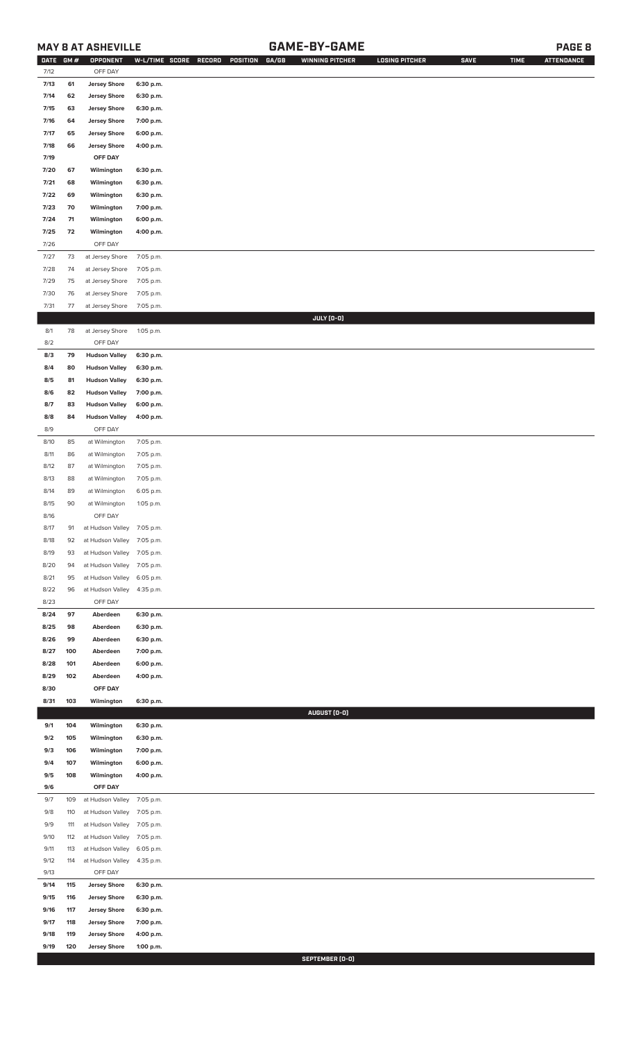## MAY 8 AT ASHEVILLE — GAME-BY-GAME

| DATE | GM # | OPPONENT | W-L/TIME | SCORE | RECORD | POSITION | GA/GB | WINNING PITCHER | LOSING PITCHER | SAVE | TIME | ATTENDANCE |
|---|---|---|---|---|---|---|---|---|---|---|---|---|
| 7/12 | | OFF DAY | | | | | | | | | | |
| 7/13 | 61 | Jersey Shore | 6:30 p.m. | | | | | | | | | |
| 7/14 | 62 | Jersey Shore | 6:30 p.m. | | | | | | | | | |
| 7/15 | 63 | Jersey Shore | 6:30 p.m. | | | | | | | | | |
| 7/16 | 64 | Jersey Shore | 7:00 p.m. | | | | | | | | | |
| 7/17 | 65 | Jersey Shore | 6:00 p.m. | | | | | | | | | |
| 7/18 | 66 | Jersey Shore | 4:00 p.m. | | | | | | | | | |
| 7/19 | | OFF DAY | | | | | | | | | | |
| 7/20 | 67 | Wilmington | 6:30 p.m. | | | | | | | | | |
| 7/21 | 68 | Wilmington | 6:30 p.m. | | | | | | | | | |
| 7/22 | 69 | Wilmington | 6:30 p.m. | | | | | | | | | |
| 7/23 | 70 | Wilmington | 7:00 p.m. | | | | | | | | | |
| 7/24 | 71 | Wilmington | 6:00 p.m. | | | | | | | | | |
| 7/25 | 72 | Wilmington | 4:00 p.m. | | | | | | | | | |
| 7/26 | | OFF DAY | | | | | | | | | | |
| 7/27 | 73 | at Jersey Shore | 7:05 p.m. | | | | | | | | | |
| 7/28 | 74 | at Jersey Shore | 7:05 p.m. | | | | | | | | | |
| 7/29 | 75 | at Jersey Shore | 7:05 p.m. | | | | | | | | | |
| 7/30 | 76 | at Jersey Shore | 7:05 p.m. | | | | | | | | | |
| 7/31 | 77 | at Jersey Shore | 7:05 p.m. | | | | | | | | | |
| | | | | | | | | **JULY (0-0)** | | | | |
| 8/1 | 78 | at Jersey Shore | 1:05 p.m. | | | | | | | | | |
| 8/2 | | OFF DAY | | | | | | | | | | |
| 8/3 | 79 | Hudson Valley | 6:30 p.m. | | | | | | | | | |
| 8/4 | 80 | Hudson Valley | 6:30 p.m. | | | | | | | | | |
| 8/5 | 81 | Hudson Valley | 6:30 p.m. | | | | | | | | | |
| 8/6 | 82 | Hudson Valley | 7:00 p.m. | | | | | | | | | |
| 8/7 | 83 | Hudson Valley | 6:00 p.m. | | | | | | | | | |
| 8/8 | 84 | Hudson Valley | 4:00 p.m. | | | | | | | | | |
| 8/9 | | OFF DAY | | | | | | | | | | |
| 8/10 | 85 | at Wilmington | 7:05 p.m. | | | | | | | | | |
| 8/11 | 86 | at Wilmington | 7:05 p.m. | | | | | | | | | |
| 8/12 | 87 | at Wilmington | 7:05 p.m. | | | | | | | | | |
| 8/13 | 88 | at Wilmington | 7:05 p.m. | | | | | | | | | |
| 8/14 | 89 | at Wilmington | 6:05 p.m. | | | | | | | | | |
| 8/15 | 90 | at Wilmington | 1:05 p.m. | | | | | | | | | |
| 8/16 | | OFF DAY | | | | | | | | | | |
| 8/17 | 91 | at Hudson Valley | 7:05 p.m. | | | | | | | | | |
| 8/18 | 92 | at Hudson Valley | 7:05 p.m. | | | | | | | | | |
| 8/19 | 93 | at Hudson Valley | 7:05 p.m. | | | | | | | | | |
| 8/20 | 94 | at Hudson Valley | 7:05 p.m. | | | | | | | | | |
| 8/21 | 95 | at Hudson Valley | 6:05 p.m. | | | | | | | | | |
| 8/22 | 96 | at Hudson Valley | 4:35 p.m. | | | | | | | | | |
| 8/23 | | OFF DAY | | | | | | | | | | |
| 8/24 | 97 | Aberdeen | 6:30 p.m. | | | | | | | | | |
| 8/25 | 98 | Aberdeen | 6:30 p.m. | | | | | | | | | |
| 8/26 | 99 | Aberdeen | 6:30 p.m. | | | | | | | | | |
| 8/27 | 100 | Aberdeen | 7:00 p.m. | | | | | | | | | |
| 8/28 | 101 | Aberdeen | 6:00 p.m. | | | | | | | | | |
| 8/29 | 102 | Aberdeen | 4:00 p.m. | | | | | | | | | |
| 8/30 | | OFF DAY | | | | | | | | | | |
| 8/31 | 103 | Wilmington | 6:30 p.m. | | | | | | | | | |
| | | | | | | | | **AUGUST (0-0)** | | | | |
| 9/1 | 104 | Wilmington | 6:30 p.m. | | | | | | | | | |
| 9/2 | 105 | Wilmington | 6:30 p.m. | | | | | | | | | |
| 9/3 | 106 | Wilmington | 7:00 p.m. | | | | | | | | | |
| 9/4 | 107 | Wilmington | 6:00 p.m. | | | | | | | | | |
| 9/5 | 108 | Wilmington | 4:00 p.m. | | | | | | | | | |
| 9/6 | | OFF DAY | | | | | | | | | | |
| 9/7 | 109 | at Hudson Valley | 7:05 p.m. | | | | | | | | | |
| 9/8 | 110 | at Hudson Valley | 7:05 p.m. | | | | | | | | | |
| 9/9 | 111 | at Hudson Valley | 7:05 p.m. | | | | | | | | | |
| 9/10 | 112 | at Hudson Valley | 7:05 p.m. | | | | | | | | | |
| 9/11 | 113 | at Hudson Valley | 6:05 p.m. | | | | | | | | | |
| 9/12 | 114 | at Hudson Valley | 4:35 p.m. | | | | | | | | | |
| 9/13 | | OFF DAY | | | | | | | | | | |
| 9/14 | 115 | Jersey Shore | 6:30 p.m. | | | | | | | | | |
| 9/15 | 116 | Jersey Shore | 6:30 p.m. | | | | | | | | | |
| 9/16 | 117 | Jersey Shore | 6:30 p.m. | | | | | | | | | |
| 9/17 | 118 | Jersey Shore | 7:00 p.m. | | | | | | | | | |
| 9/18 | 119 | Jersey Shore | 4:00 p.m. | | | | | | | | | |
| 9/19 | 120 | Jersey Shore | 1:00 p.m. | | | | | | | | | |
| | | | | | | | | **SEPTEMBER (0-0)** | | | | |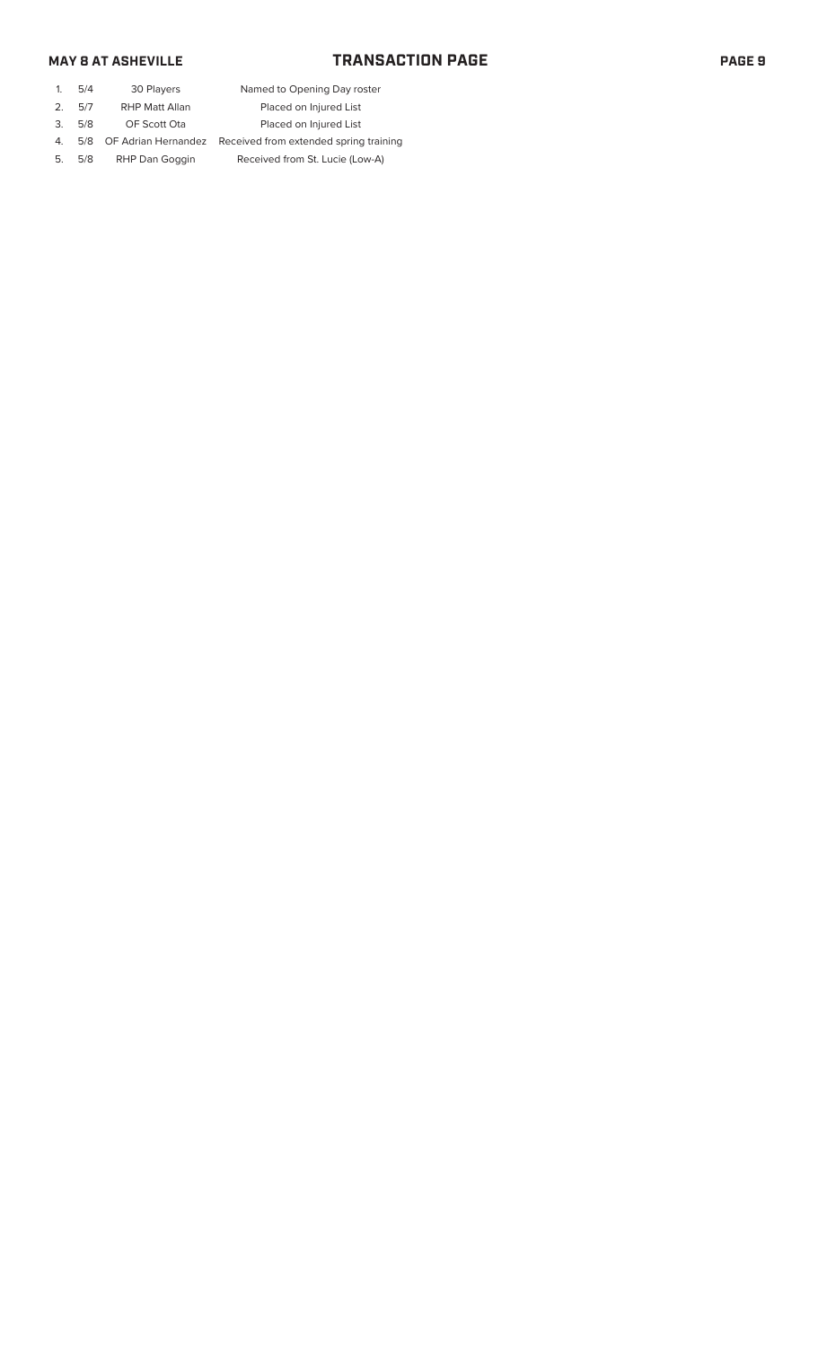# TRANSACTION PAGE

| | | | |
|---|---|---|---|
| 1. | 5/4 | 30 Players | Named to Opening Day roster |
| 2. | 5/7 | RHP Matt Allan | Placed on Injured List |
| 3. | 5/8 | OF Scott Ota | Placed on Injured List |
| 4. | 5/8 | OF Adrian Hernandez | Received from extended spring training |
| 5. | 5/8 | RHP Dan Goggin | Received from St. Lucie (Low-A) |